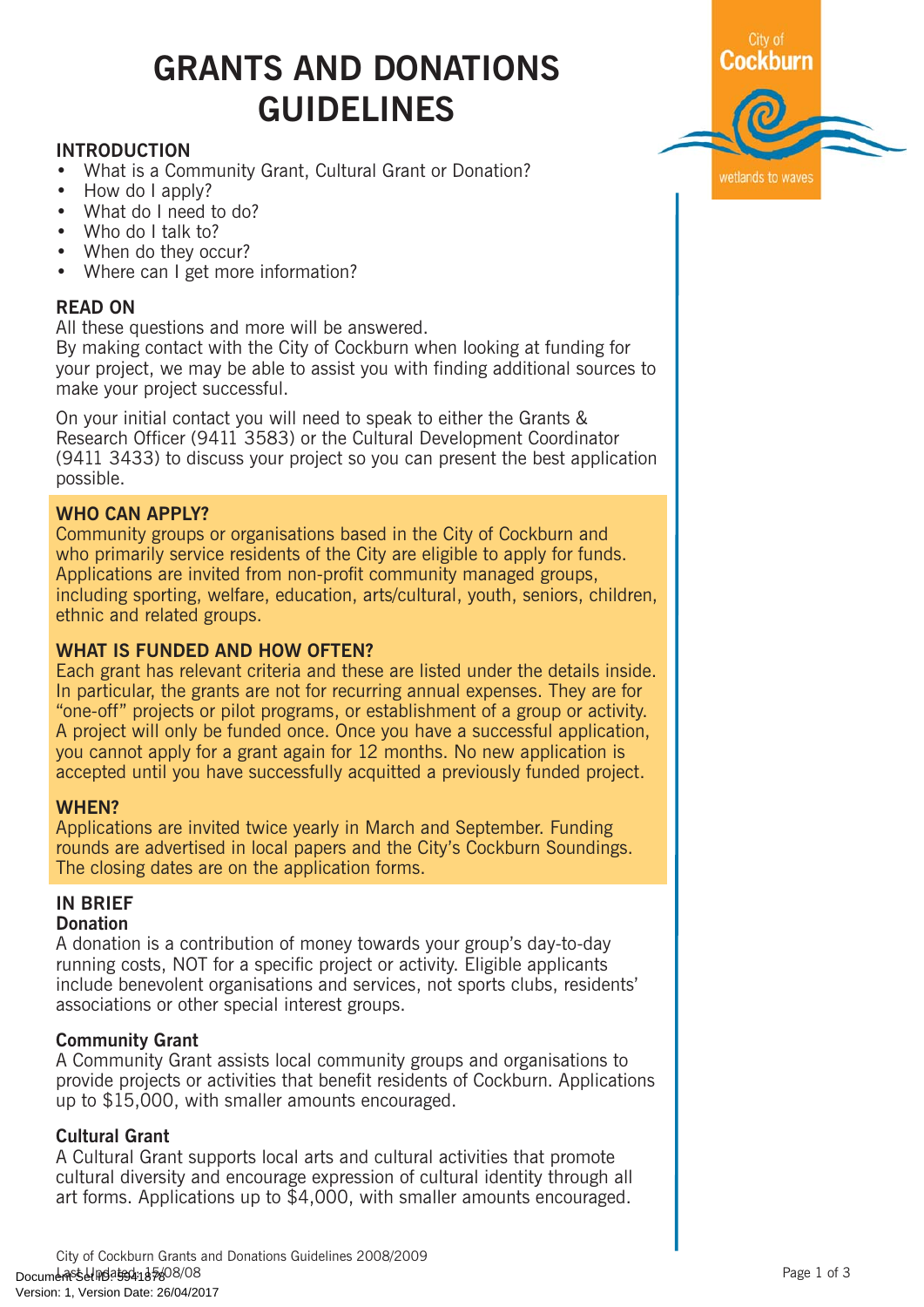# GRANTS AND DONATIONS GUIDELINES

## INTRODUCTION

- What is a Community Grant, Cultural Grant or Donation?
- How do I apply?
- What do I need to do?
- Who do I talk to?
- When do they occur?
- Where can I get more information?

## READ ON

All these questions and more will be answered.
By making contact with the City of Cockburn when looking at funding for your project, we may be able to assist you with finding additional sources to make your project successful.

On your initial contact you will need to speak to either the Grants & Research Officer (9411 3583) or the Cultural Development Coordinator (9411 3433) to discuss your project so you can present the best application possible.

## WHO CAN APPLY?

Community groups or organisations based in the City of Cockburn and who primarily service residents of the City are eligible to apply for funds. Applications are invited from non-profit community managed groups, including sporting, welfare, education, arts/cultural, youth, seniors, children, ethnic and related groups.

## WHAT IS FUNDED AND HOW OFTEN?

Each grant has relevant criteria and these are listed under the details inside. In particular, the grants are not for recurring annual expenses. They are for "one-off" projects or pilot programs, or establishment of a group or activity. A project will only be funded once. Once you have a successful application, you cannot apply for a grant again for 12 months. No new application is accepted until you have successfully acquitted a previously funded project.

## WHEN?

Applications are invited twice yearly in March and September. Funding rounds are advertised in local papers and the City's Cockburn Soundings. The closing dates are on the application forms.

## IN BRIEF

### Donation

A donation is a contribution of money towards your group's day-to-day running costs, NOT for a specific project or activity. Eligible applicants include benevolent organisations and services, not sports clubs, residents' associations or other special interest groups.

### Community Grant

A Community Grant assists local community groups and organisations to provide projects or activities that benefit residents of Cockburn. Applications up to $15,000, with smaller amounts encouraged.

### Cultural Grant

A Cultural Grant supports local arts and cultural activities that promote cultural diversity and encourage expression of cultural identity through all art forms. Applications up to $4,000, with smaller amounts encouraged.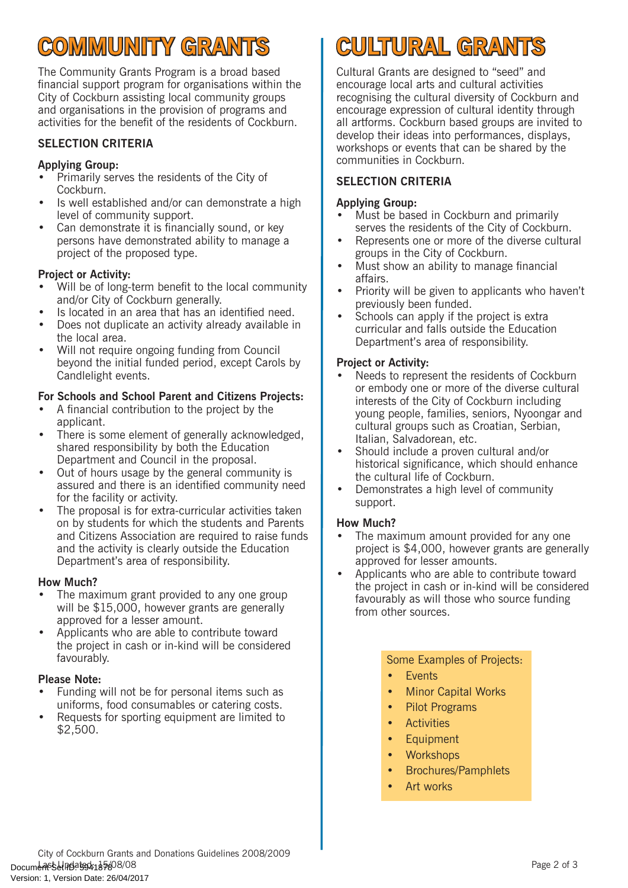# COMMUNITY GRANTS

The Community Grants Program is a broad based financial support program for organisations within the City of Cockburn assisting local community groups and organisations in the provision of programs and activities for the benefit of the residents of Cockburn.

## SELECTION CRITERIA

### Applying Group:

- Primarily serves the residents of the City of Cockburn.
- Is well established and/or can demonstrate a high level of community support.
- Can demonstrate it is financially sound, or key persons have demonstrated ability to manage a project of the proposed type.

### Project or Activity:

- Will be of long-term benefit to the local community and/or City of Cockburn generally.
- Is located in an area that has an identified need.
- Does not duplicate an activity already available in the local area.
- Will not require ongoing funding from Council beyond the initial funded period, except Carols by Candlelight events.

### For Schools and School Parent and Citizens Projects:

- A financial contribution to the project by the applicant.
- There is some element of generally acknowledged, shared responsibility by both the Education Department and Council in the proposal.
- Out of hours usage by the general community is assured and there is an identified community need for the facility or activity.
- The proposal is for extra-curricular activities taken on by students for which the students and Parents and Citizens Association are required to raise funds and the activity is clearly outside the Education Department's area of responsibility.

### How Much?

- The maximum grant provided to any one group will be $15,000, however grants are generally approved for a lesser amount.
- Applicants who are able to contribute toward the project in cash or in-kind will be considered favourably.

### Please Note:

- Funding will not be for personal items such as uniforms, food consumables or catering costs.
- Requests for sporting equipment are limited to $2,500.

# CULTURAL GRANTS

Cultural Grants are designed to "seed" and encourage local arts and cultural activities recognising the cultural diversity of Cockburn and encourage expression of cultural identity through all artforms. Cockburn based groups are invited to develop their ideas into performances, displays, workshops or events that can be shared by the communities in Cockburn.

## SELECTION CRITERIA

### Applying Group:

- Must be based in Cockburn and primarily serves the residents of the City of Cockburn.
- Represents one or more of the diverse cultural groups in the City of Cockburn.
- Must show an ability to manage financial affairs.
- Priority will be given to applicants who haven't previously been funded.
- Schools can apply if the project is extra curricular and falls outside the Education Department's area of responsibility.

### Project or Activity:

- Needs to represent the residents of Cockburn or embody one or more of the diverse cultural interests of the City of Cockburn including young people, families, seniors, Nyoongar and cultural groups such as Croatian, Serbian, Italian, Salvadorean, etc.
- Should include a proven cultural and/or historical significance, which should enhance the cultural life of Cockburn.
- Demonstrates a high level of community support.

### How Much?

- The maximum amount provided for any one project is $4,000, however grants are generally approved for lesser amounts.
- Applicants who are able to contribute toward the project in cash or in-kind will be considered favourably as will those who source funding from other sources.

Some Examples of Projects:

- Events
- Minor Capital Works
- Pilot Programs
- Activities
- Equipment
- Workshops
- Brochures/Pamphlets
- Art works

City of Cockburn Grants and Donations Guidelines 2008/2009
Last Updated: 15/08/08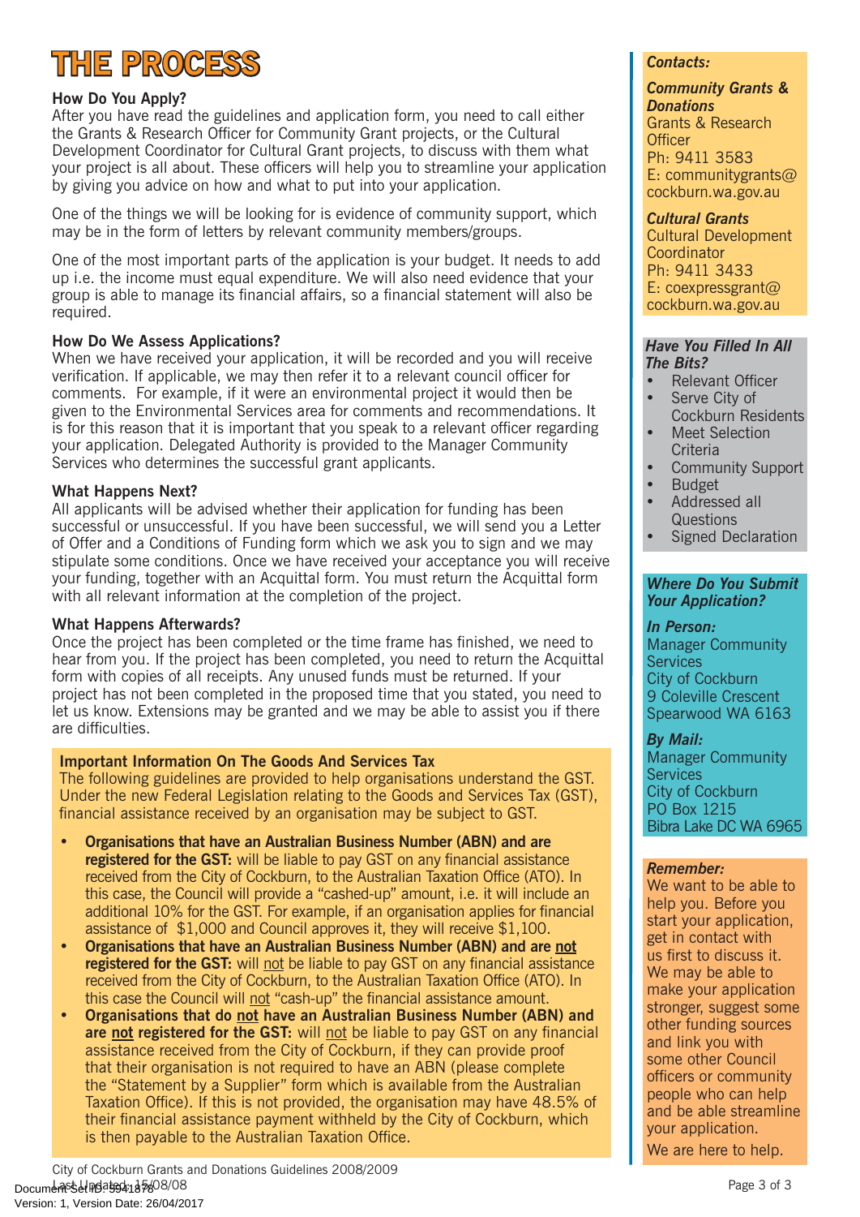# THE PROCESS

### How Do You Apply?

After you have read the guidelines and application form, you need to call either the Grants & Research Officer for Community Grant projects, or the Cultural Development Coordinator for Cultural Grant projects, to discuss with them what your project is all about. These officers will help you to streamline your application by giving you advice on how and what to put into your application.

One of the things we will be looking for is evidence of community support, which may be in the form of letters by relevant community members/groups.

One of the most important parts of the application is your budget. It needs to add up i.e. the income must equal expenditure. We will also need evidence that your group is able to manage its financial affairs, so a financial statement will also be required.

### How Do We Assess Applications?

When we have received your application, it will be recorded and you will receive verification. If applicable, we may then refer it to a relevant council officer for comments. For example, if it were an environmental project it would then be given to the Environmental Services area for comments and recommendations. It is for this reason that it is important that you speak to a relevant officer regarding your application. Delegated Authority is provided to the Manager Community Services who determines the successful grant applicants.

### What Happens Next?

All applicants will be advised whether their application for funding has been successful or unsuccessful. If you have been successful, we will send you a Letter of Offer and a Conditions of Funding form which we ask you to sign and we may stipulate some conditions. Once we have received your acceptance you will receive your funding, together with an Acquittal form. You must return the Acquittal form with all relevant information at the completion of the project.

### What Happens Afterwards?

Once the project has been completed or the time frame has finished, we need to hear from you. If the project has been completed, you need to return the Acquittal form with copies of all receipts. Any unused funds must be returned. If your project has not been completed in the proposed time that you stated, you need to let us know. Extensions may be granted and we may be able to assist you if there are difficulties.

### Important Information On The Goods And Services Tax

The following guidelines are provided to help organisations understand the GST. Under the new Federal Legislation relating to the Goods and Services Tax (GST), financial assistance received by an organisation may be subject to GST.

- **Organisations that have an Australian Business Number (ABN) and are registered for the GST:** will be liable to pay GST on any financial assistance received from the City of Cockburn, to the Australian Taxation Office (ATO). In this case, the Council will provide a "cashed-up" amount, i.e. it will include an additional 10% for the GST. For example, if an organisation applies for financial assistance of $1,000 and Council approves it, they will receive $1,100.
- **Organisations that have an Australian Business Number (ABN) and are <u>not</u> registered for the GST:** will <u>not</u> be liable to pay GST on any financial assistance received from the City of Cockburn, to the Australian Taxation Office (ATO). In this case the Council will <u>not</u> "cash-up" the financial assistance amount.
- **Organisations that do <u>not</u> have an Australian Business Number (ABN) and are <u>not</u> registered for the GST:** will <u>not</u> be liable to pay GST on any financial assistance received from the City of Cockburn, if they can provide proof that their organisation is not required to have an ABN (please complete the "Statement by a Supplier" form which is available from the Australian Taxation Office). If this is not provided, the organisation may have 48.5% of their financial assistance payment withheld by the City of Cockburn, which is then payable to the Australian Taxation Office.

***Contacts:***

***Community Grants & Donations***
Grants & Research Officer
Ph: 9411 3583
E: communitygrants@cockburn.wa.gov.au

***Cultural Grants***
Cultural Development Coordinator
Ph: 9411 3433
E: coexpressgrant@cockburn.wa.gov.au

***Have You Filled In All The Bits?***

- Relevant Officer
- Serve City of Cockburn Residents
- Meet Selection Criteria
- Community Support
- Budget
- Addressed all Questions
- Signed Declaration

***Where Do You Submit Your Application?***

***In Person:***
Manager Community Services
City of Cockburn
9 Coleville Crescent
Spearwood WA 6163

***By Mail:***
Manager Community Services
City of Cockburn
PO Box 1215
Bibra Lake DC WA 6965

***Remember:***
We want to be able to help you. Before you start your application, get in contact with us first to discuss it. We may be able to make your application stronger, suggest some other funding sources and link you with some other Council officers or community people who can help and be able streamline your application.

We are here to help.

City of Cockburn Grants and Donations Guidelines 2008/2009
Last Updated: 15/08/08